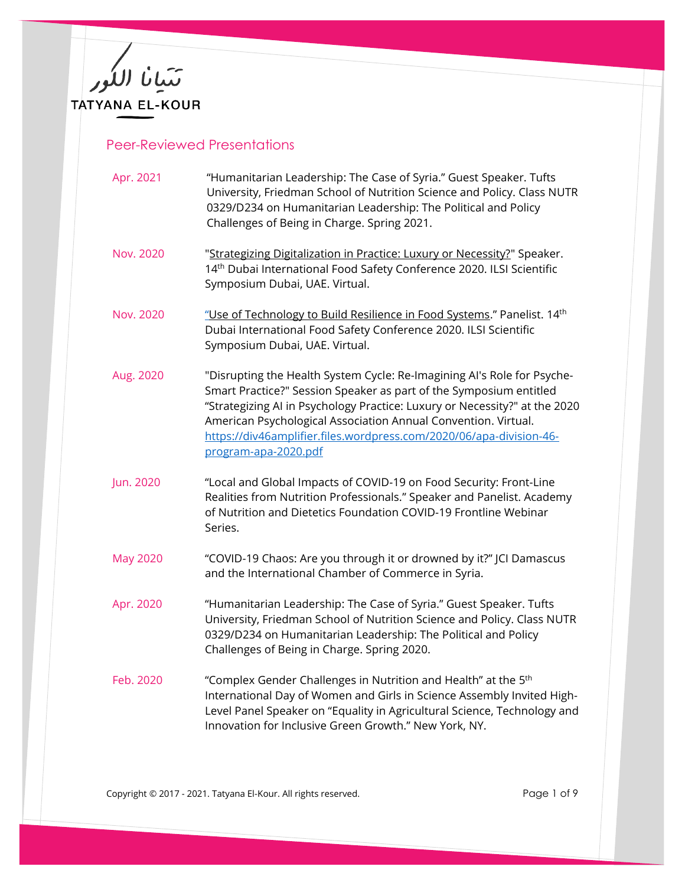تتيانا الكور

TATYANA EL-KOUR

## Peer-Reviewed Presentations

Apr. 2021 — "Humanitarian Leadership: The Case of Syria." Guest Speaker. Tufts University, Friedman School of Nutrition Science and Policy. Class NUTR 0329/D234 on Humanitarian Leadership: The Political and Policy Challenges of Being in Charge. Spring 2021.

Nov. 2020 — "Strategizing Digitalization in Practice: Luxury or Necessity?" Speaker. 14th Dubai International Food Safety Conference 2020. ILSI Scientific Symposium Dubai, UAE. Virtual.

Nov. 2020 — "Use of Technology to Build Resilience in Food Systems." Panelist. 14th Dubai International Food Safety Conference 2020. ILSI Scientific Symposium Dubai, UAE. Virtual.

Aug. 2020 — "Disrupting the Health System Cycle: Re-Imagining AI's Role for Psyche-Smart Practice?" Session Speaker as part of the Symposium entitled "Strategizing AI in Psychology Practice: Luxury or Necessity?" at the 2020 American Psychological Association Annual Convention. Virtual. https://div46amplifier.files.wordpress.com/2020/06/apa-division-46-program-apa-2020.pdf

Jun. 2020 — "Local and Global Impacts of COVID-19 on Food Security: Front-Line Realities from Nutrition Professionals." Speaker and Panelist. Academy of Nutrition and Dietetics Foundation COVID-19 Frontline Webinar Series.

May 2020 — "COVID-19 Chaos: Are you through it or drowned by it?" JCI Damascus and the International Chamber of Commerce in Syria.

Apr. 2020 — "Humanitarian Leadership: The Case of Syria." Guest Speaker. Tufts University, Friedman School of Nutrition Science and Policy. Class NUTR 0329/D234 on Humanitarian Leadership: The Political and Policy Challenges of Being in Charge. Spring 2020.

Feb. 2020 — "Complex Gender Challenges in Nutrition and Health" at the 5th International Day of Women and Girls in Science Assembly Invited High-Level Panel Speaker on "Equality in Agricultural Science, Technology and Innovation for Inclusive Green Growth." New York, NY.

Copyright © 2017 - 2021. Tatyana El-Kour. All rights reserved.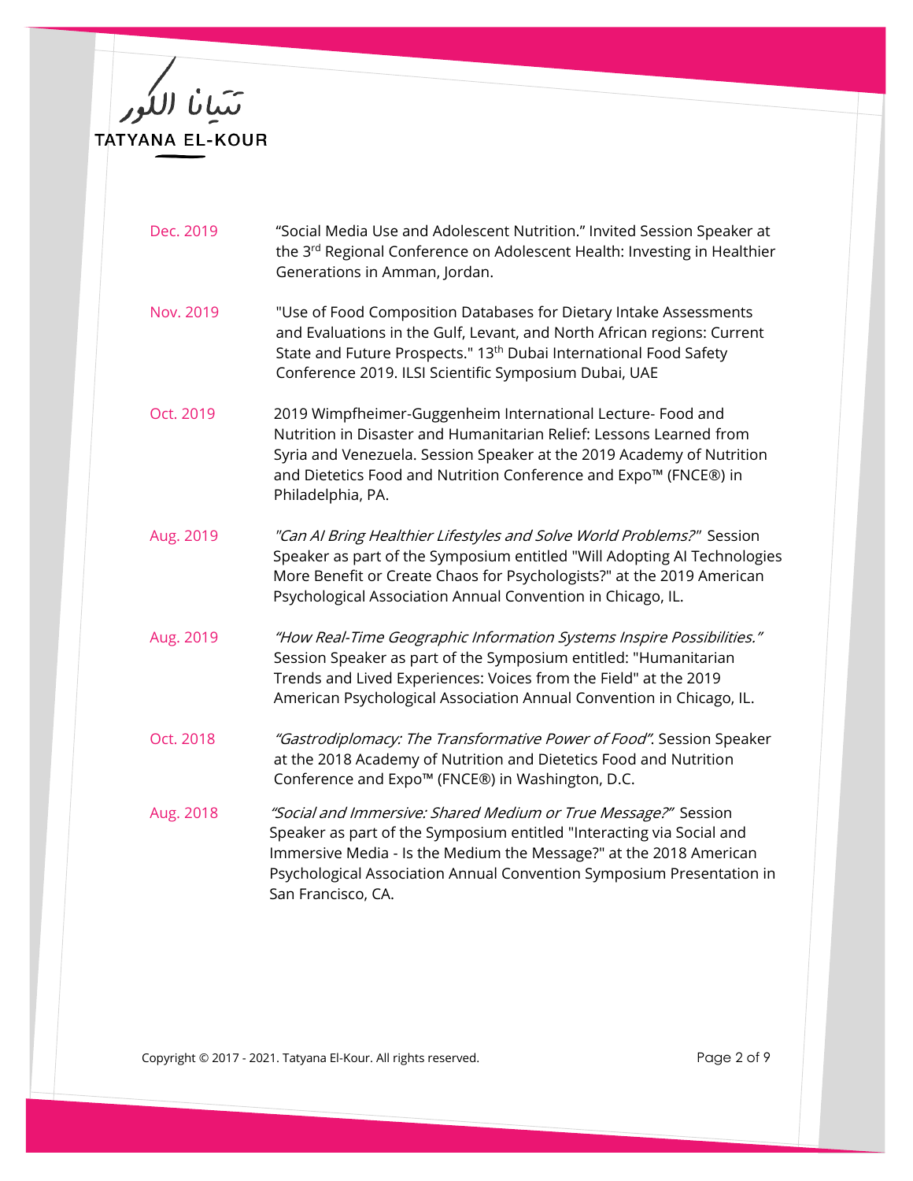| | |
|---|---|
| Dec. 2019 | "Social Media Use and Adolescent Nutrition." Invited Session Speaker at the 3rd Regional Conference on Adolescent Health: Investing in Healthier Generations in Amman, Jordan. |
| Nov. 2019 | "Use of Food Composition Databases for Dietary Intake Assessments and Evaluations in the Gulf, Levant, and North African regions: Current State and Future Prospects." 13th Dubai International Food Safety Conference 2019. ILSI Scientific Symposium Dubai, UAE |
| Oct. 2019 | 2019 Wimpfheimer-Guggenheim International Lecture- Food and Nutrition in Disaster and Humanitarian Relief: Lessons Learned from Syria and Venezuela. Session Speaker at the 2019 Academy of Nutrition and Dietetics Food and Nutrition Conference and Expo™ (FNCE®) in Philadelphia, PA. |
| Aug. 2019 | *"Can AI Bring Healthier Lifestyles and Solve World Problems?"* Session Speaker as part of the Symposium entitled "Will Adopting AI Technologies More Benefit or Create Chaos for Psychologists?" at the 2019 American Psychological Association Annual Convention in Chicago, IL. |
| Aug. 2019 | *"How Real-Time Geographic Information Systems Inspire Possibilities."* Session Speaker as part of the Symposium entitled: "Humanitarian Trends and Lived Experiences: Voices from the Field" at the 2019 American Psychological Association Annual Convention in Chicago, IL. |
| Oct. 2018 | *"Gastrodiplomacy: The Transformative Power of Food"*. Session Speaker at the 2018 Academy of Nutrition and Dietetics Food and Nutrition Conference and Expo™ (FNCE®) in Washington, D.C. |
| Aug. 2018 | *"Social and Immersive: Shared Medium or True Message?"* Session Speaker as part of the Symposium entitled "Interacting via Social and Immersive Media - Is the Medium the Message?" at the 2018 American Psychological Association Annual Convention Symposium Presentation in San Francisco, CA. |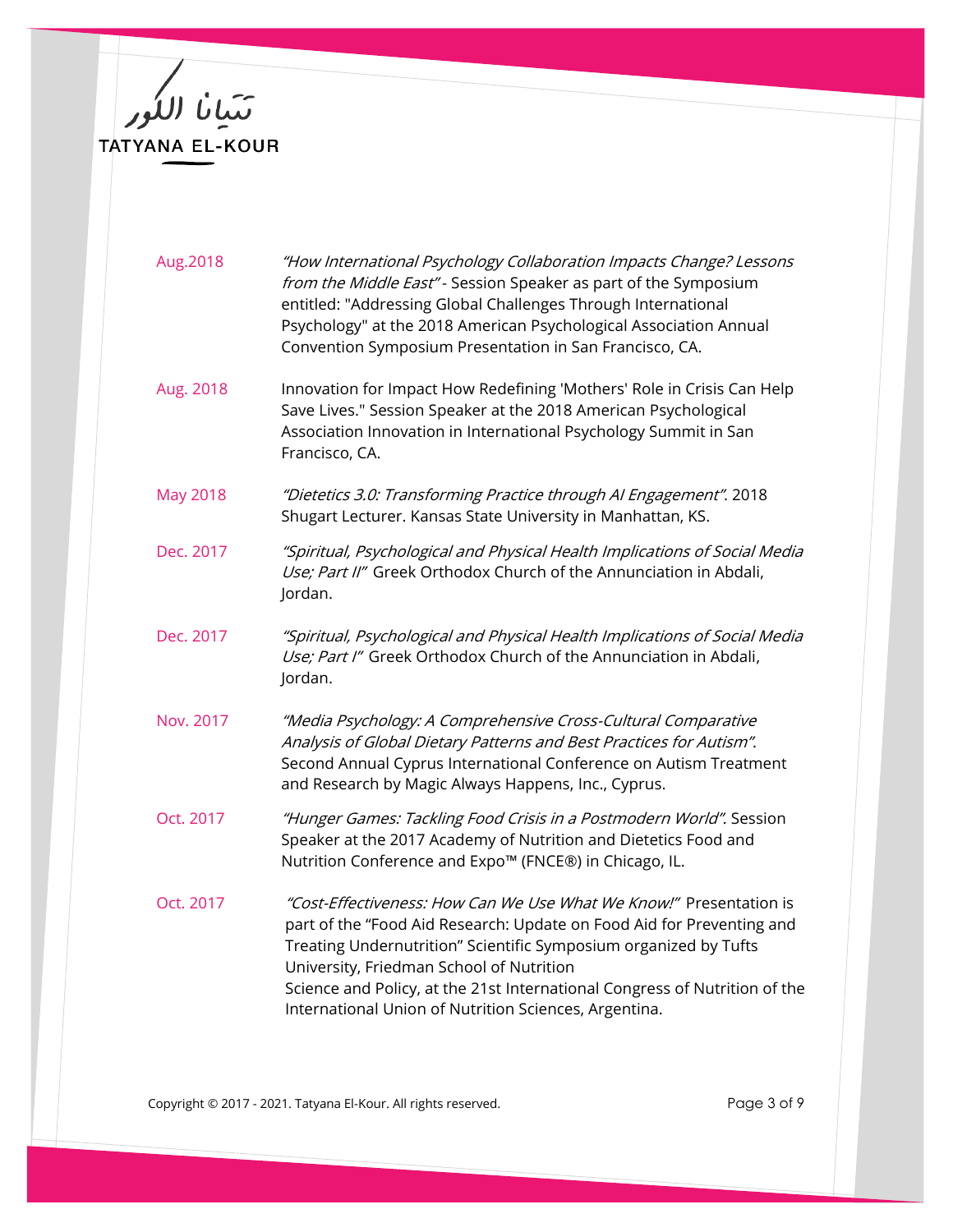| | |
|---|---|
| Aug.2018 | *"How International Psychology Collaboration Impacts Change? Lessons from the Middle East"* - Session Speaker as part of the Symposium entitled: "Addressing Global Challenges Through International Psychology" at the 2018 American Psychological Association Annual Convention Symposium Presentation in San Francisco, CA. |
| Aug. 2018 | Innovation for Impact How Redefining 'Mothers' Role in Crisis Can Help Save Lives." Session Speaker at the 2018 American Psychological Association Innovation in International Psychology Summit in San Francisco, CA. |
| May 2018 | *"Dietetics 3.0: Transforming Practice through AI Engagement"*. 2018 Shugart Lecturer. Kansas State University in Manhattan, KS. |
| Dec. 2017 | *"Spiritual, Psychological and Physical Health Implications of Social Media Use; Part II"* Greek Orthodox Church of the Annunciation in Abdali, Jordan. |
| Dec. 2017 | *"Spiritual, Psychological and Physical Health Implications of Social Media Use; Part I"* Greek Orthodox Church of the Annunciation in Abdali, Jordan. |
| Nov. 2017 | *"Media Psychology: A Comprehensive Cross-Cultural Comparative Analysis of Global Dietary Patterns and Best Practices for Autism"*. Second Annual Cyprus International Conference on Autism Treatment and Research by Magic Always Happens, Inc., Cyprus. |
| Oct. 2017 | *"Hunger Games: Tackling Food Crisis in a Postmodern World"*. Session Speaker at the 2017 Academy of Nutrition and Dietetics Food and Nutrition Conference and Expo™ (FNCE®) in Chicago, IL. |
| Oct. 2017 | *"Cost-Effectiveness: How Can We Use What We Know!"* Presentation is part of the "Food Aid Research: Update on Food Aid for Preventing and Treating Undernutrition" Scientific Symposium organized by Tufts University, Friedman School of Nutrition Science and Policy, at the 21st International Congress of Nutrition of the International Union of Nutrition Sciences, Argentina. |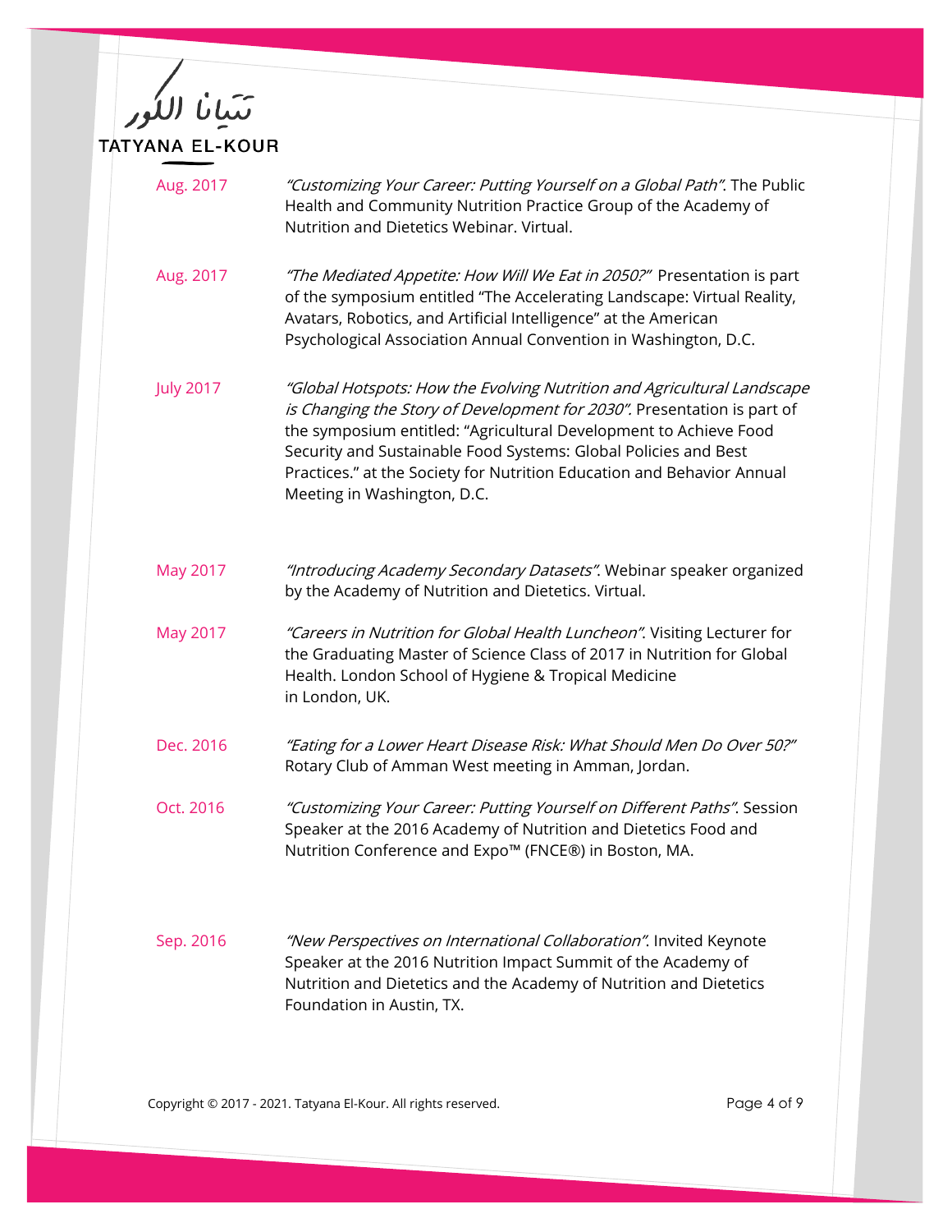| | |
|---|---|
| Aug. 2017 | *"Customizing Your Career: Putting Yourself on a Global Path"*. The Public Health and Community Nutrition Practice Group of the Academy of Nutrition and Dietetics Webinar. Virtual. |
| Aug. 2017 | *"The Mediated Appetite: How Will We Eat in 2050?"* Presentation is part of the symposium entitled "The Accelerating Landscape: Virtual Reality, Avatars, Robotics, and Artificial Intelligence" at the American Psychological Association Annual Convention in Washington, D.C. |
| July 2017 | *"Global Hotspots: How the Evolving Nutrition and Agricultural Landscape is Changing the Story of Development for 2030".* Presentation is part of the symposium entitled: "Agricultural Development to Achieve Food Security and Sustainable Food Systems: Global Policies and Best Practices." at the Society for Nutrition Education and Behavior Annual Meeting in Washington, D.C. |
| May 2017 | *"Introducing Academy Secondary Datasets"*. Webinar speaker organized by the Academy of Nutrition and Dietetics. Virtual. |
| May 2017 | *"Careers in Nutrition for Global Health Luncheon"*. Visiting Lecturer for the Graduating Master of Science Class of 2017 in Nutrition for Global Health. London School of Hygiene & Tropical Medicine in London, UK. |
| Dec. 2016 | *"Eating for a Lower Heart Disease Risk: What Should Men Do Over 50?"* Rotary Club of Amman West meeting in Amman, Jordan. |
| Oct. 2016 | *"Customizing Your Career: Putting Yourself on Different Paths"*. Session Speaker at the 2016 Academy of Nutrition and Dietetics Food and Nutrition Conference and Expo™ (FNCE®) in Boston, MA. |
| Sep. 2016 | *"New Perspectives on International Collaboration"*. Invited Keynote Speaker at the 2016 Nutrition Impact Summit of the Academy of Nutrition and Dietetics and the Academy of Nutrition and Dietetics Foundation in Austin, TX. |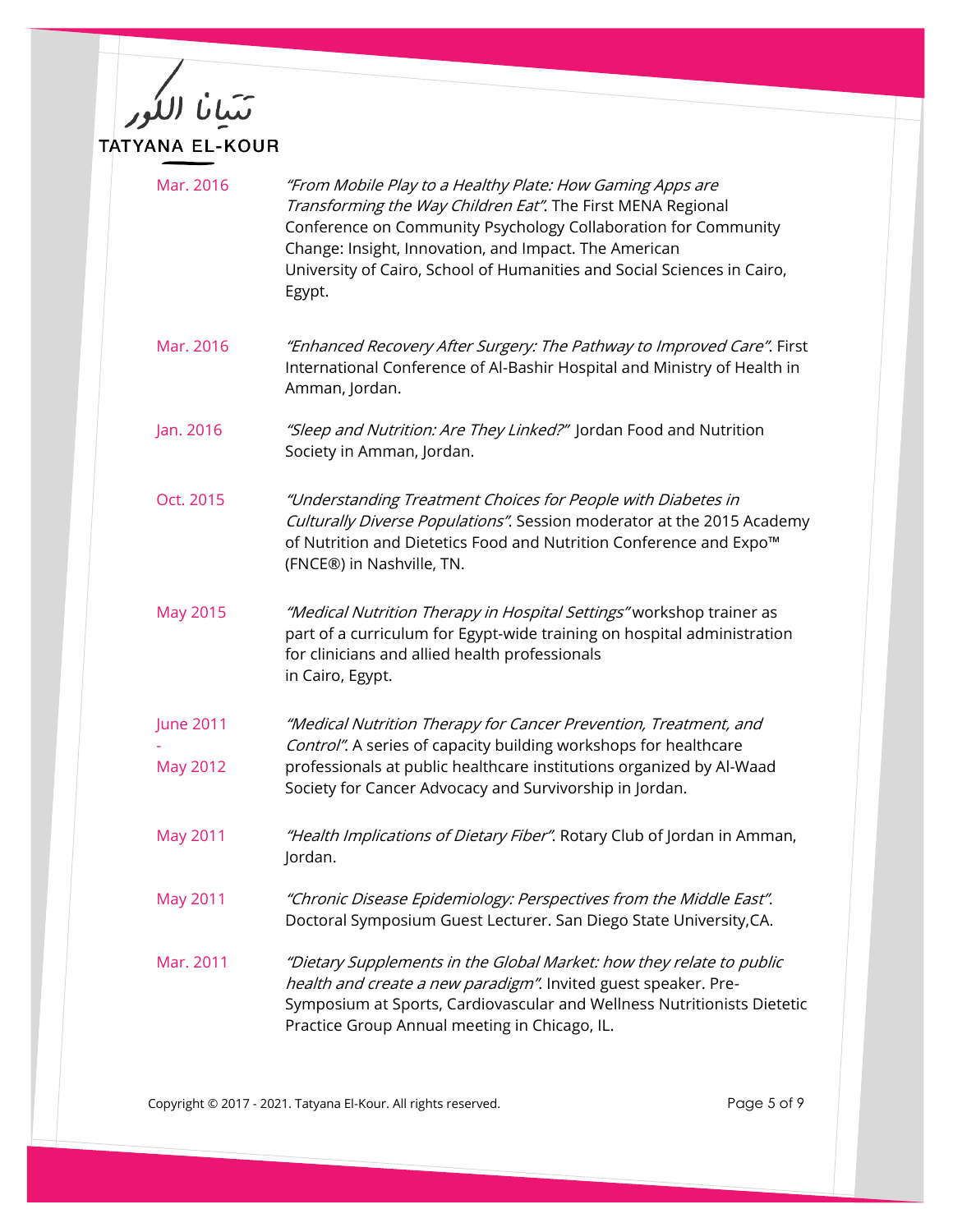| | |
|---|---|
| Mar. 2016 | *"From Mobile Play to a Healthy Plate: How Gaming Apps are Transforming the Way Children Eat"*. The First MENA Regional Conference on Community Psychology Collaboration for Community Change: Insight, Innovation, and Impact. The American University of Cairo, School of Humanities and Social Sciences in Cairo, Egypt. |
| Mar. 2016 | *"Enhanced Recovery After Surgery: The Pathway to Improved Care"*. First International Conference of Al-Bashir Hospital and Ministry of Health in Amman, Jordan. |
| Jan. 2016 | *"Sleep and Nutrition: Are They Linked?"* Jordan Food and Nutrition Society in Amman, Jordan. |
| Oct. 2015 | *"Understanding Treatment Choices for People with Diabetes in Culturally Diverse Populations"*. Session moderator at the 2015 Academy of Nutrition and Dietetics Food and Nutrition Conference and Expo™ (FNCE®) in Nashville, TN. |
| May 2015 | *"Medical Nutrition Therapy in Hospital Settings"* workshop trainer as part of a curriculum for Egypt-wide training on hospital administration for clinicians and allied health professionals in Cairo, Egypt. |
| June 2011 - May 2012 | *"Medical Nutrition Therapy for Cancer Prevention, Treatment, and Control"*. A series of capacity building workshops for healthcare professionals at public healthcare institutions organized by Al-Waad Society for Cancer Advocacy and Survivorship in Jordan. |
| May 2011 | *"Health Implications of Dietary Fiber"*. Rotary Club of Jordan in Amman, Jordan. |
| May 2011 | *"Chronic Disease Epidemiology: Perspectives from the Middle East"*. Doctoral Symposium Guest Lecturer. San Diego State University,CA. |
| Mar. 2011 | *"Dietary Supplements in the Global Market: how they relate to public health and create a new paradigm"*. Invited guest speaker. Pre-Symposium at Sports, Cardiovascular and Wellness Nutritionists Dietetic Practice Group Annual meeting in Chicago, IL. |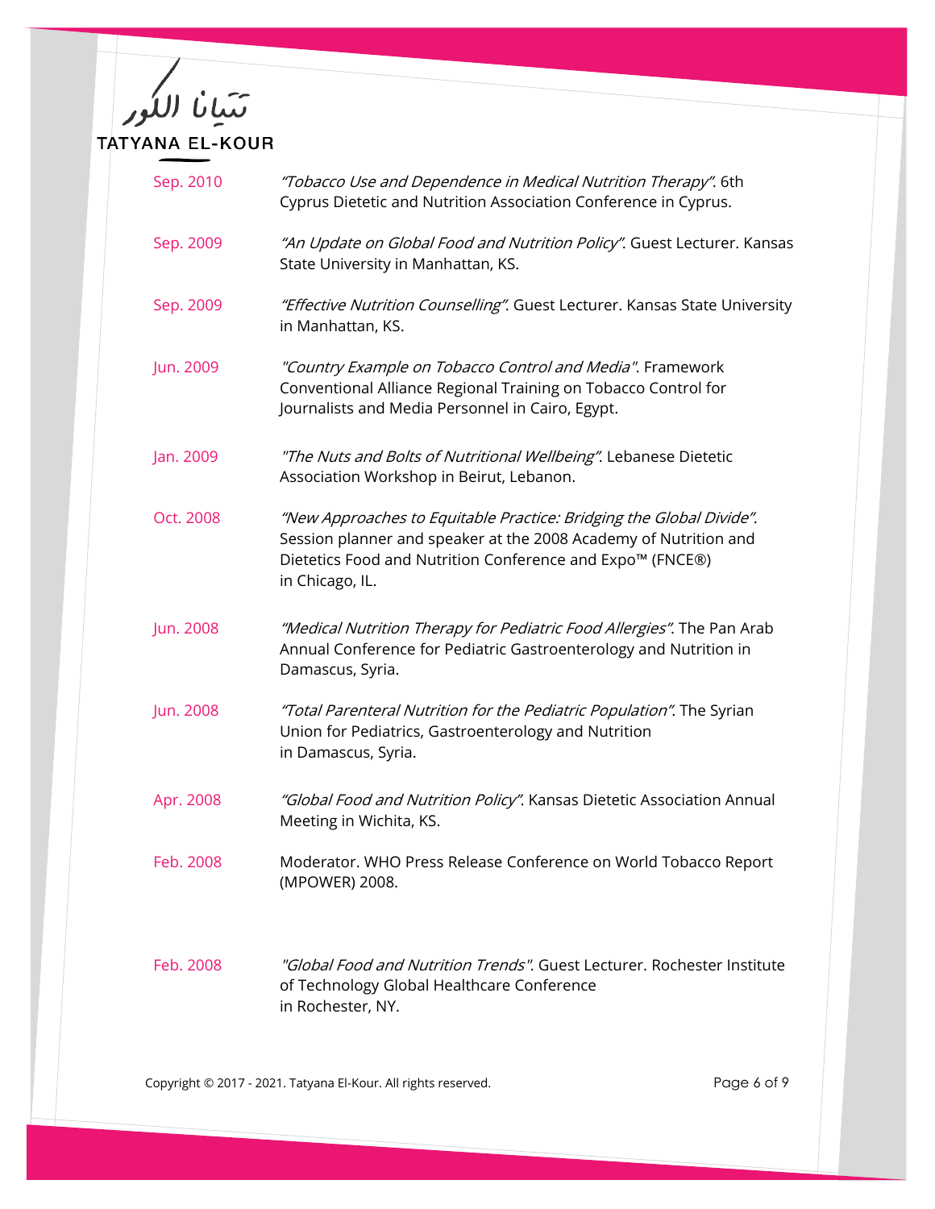| | |
|---|---|
| Sep. 2010 | *"Tobacco Use and Dependence in Medical Nutrition Therapy"*. 6th Cyprus Dietetic and Nutrition Association Conference in Cyprus. |
| Sep. 2009 | *"An Update on Global Food and Nutrition Policy"*. Guest Lecturer. Kansas State University in Manhattan, KS. |
| Sep. 2009 | *"Effective Nutrition Counselling"*. Guest Lecturer. Kansas State University in Manhattan, KS. |
| Jun. 2009 | *"Country Example on Tobacco Control and Media"*. Framework Conventional Alliance Regional Training on Tobacco Control for Journalists and Media Personnel in Cairo, Egypt. |
| Jan. 2009 | *"The Nuts and Bolts of Nutritional Wellbeing"*. Lebanese Dietetic Association Workshop in Beirut, Lebanon. |
| Oct. 2008 | *"New Approaches to Equitable Practice: Bridging the Global Divide"*. Session planner and speaker at the 2008 Academy of Nutrition and Dietetics Food and Nutrition Conference and Expo™ (FNCE®) in Chicago, IL. |
| Jun. 2008 | *"Medical Nutrition Therapy for Pediatric Food Allergies"*. The Pan Arab Annual Conference for Pediatric Gastroenterology and Nutrition in Damascus, Syria. |
| Jun. 2008 | *"Total Parenteral Nutrition for the Pediatric Population"*. The Syrian Union for Pediatrics, Gastroenterology and Nutrition in Damascus, Syria. |
| Apr. 2008 | *"Global Food and Nutrition Policy"*. Kansas Dietetic Association Annual Meeting in Wichita, KS. |
| Feb. 2008 | Moderator. WHO Press Release Conference on World Tobacco Report (MPOWER) 2008. |
| Feb. 2008 | *"Global Food and Nutrition Trends"*. Guest Lecturer. Rochester Institute of Technology Global Healthcare Conference in Rochester, NY. |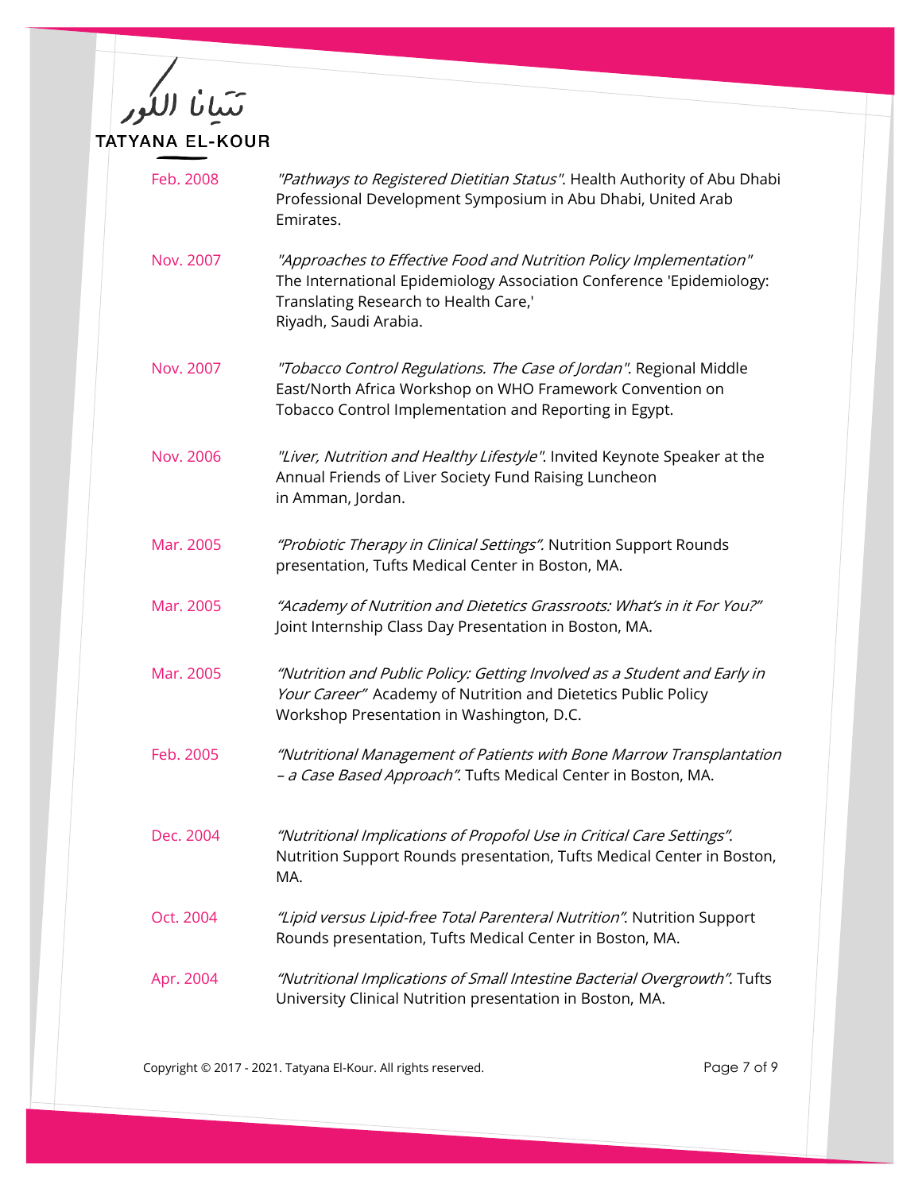| | |
|---|---|
| Feb. 2008 | *"Pathways to Registered Dietitian Status"*. Health Authority of Abu Dhabi Professional Development Symposium in Abu Dhabi, United Arab Emirates. |
| Nov. 2007 | *"Approaches to Effective Food and Nutrition Policy Implementation"* The International Epidemiology Association Conference 'Epidemiology: Translating Research to Health Care,' Riyadh, Saudi Arabia. |
| Nov. 2007 | *"Tobacco Control Regulations. The Case of Jordan"*. Regional Middle East/North Africa Workshop on WHO Framework Convention on Tobacco Control Implementation and Reporting in Egypt. |
| Nov. 2006 | *"Liver, Nutrition and Healthy Lifestyle"*. Invited Keynote Speaker at the Annual Friends of Liver Society Fund Raising Luncheon in Amman, Jordan. |
| Mar. 2005 | *"Probiotic Therapy in Clinical Settings"*. Nutrition Support Rounds presentation, Tufts Medical Center in Boston, MA. |
| Mar. 2005 | *"Academy of Nutrition and Dietetics Grassroots: What's in it For You?"* Joint Internship Class Day Presentation in Boston, MA. |
| Mar. 2005 | *"Nutrition and Public Policy: Getting Involved as a Student and Early in Your Career"* Academy of Nutrition and Dietetics Public Policy Workshop Presentation in Washington, D.C. |
| Feb. 2005 | *"Nutritional Management of Patients with Bone Marrow Transplantation – a Case Based Approach"*. Tufts Medical Center in Boston, MA. |
| Dec. 2004 | *"Nutritional Implications of Propofol Use in Critical Care Settings"*. Nutrition Support Rounds presentation, Tufts Medical Center in Boston, MA. |
| Oct. 2004 | *"Lipid versus Lipid-free Total Parenteral Nutrition"*. Nutrition Support Rounds presentation, Tufts Medical Center in Boston, MA. |
| Apr. 2004 | *"Nutritional Implications of Small Intestine Bacterial Overgrowth"*. Tufts University Clinical Nutrition presentation in Boston, MA. |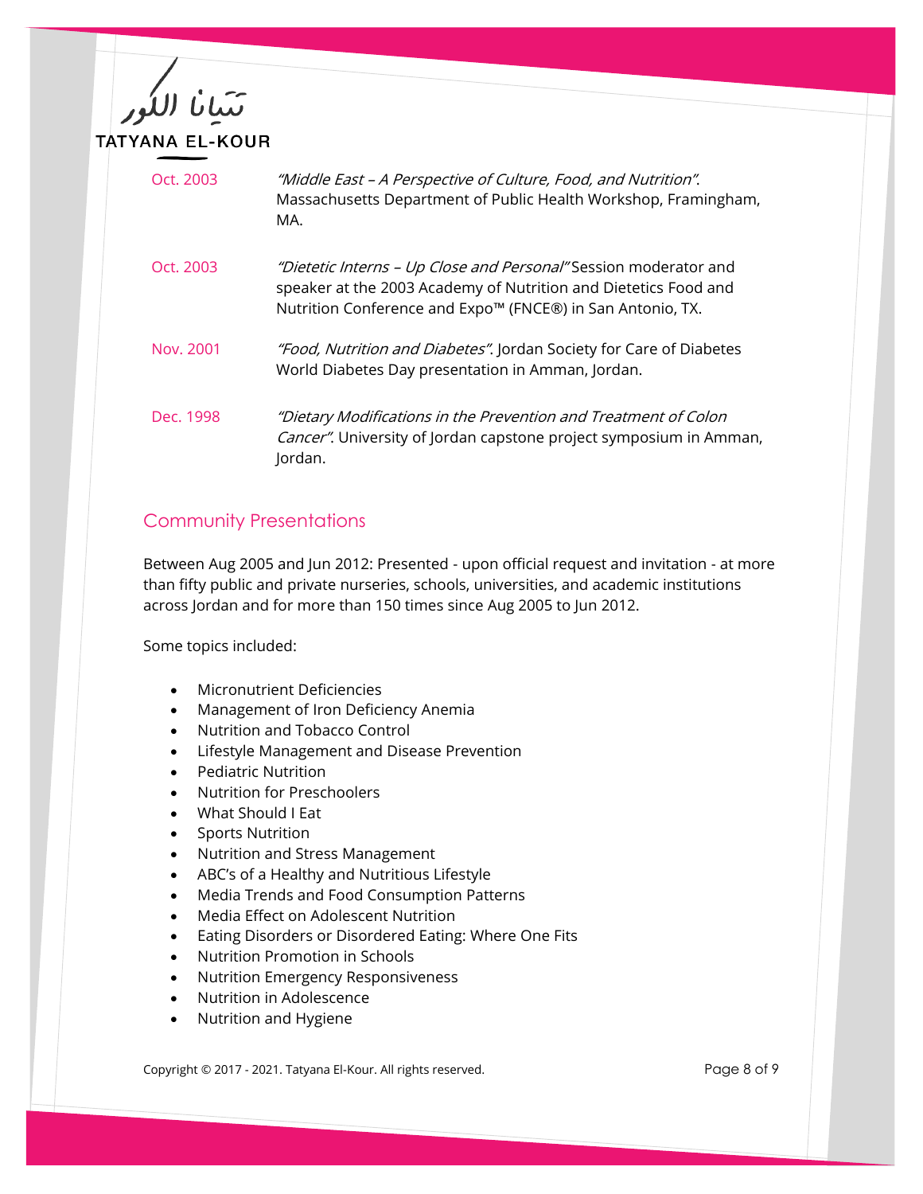| | |
|---|---|
| Oct. 2003 | *"Middle East – A Perspective of Culture, Food, and Nutrition".* Massachusetts Department of Public Health Workshop, Framingham, MA. |
| Oct. 2003 | *"Dietetic Interns – Up Close and Personal"* Session moderator and speaker at the 2003 Academy of Nutrition and Dietetics Food and Nutrition Conference and Expo™ (FNCE®) in San Antonio, TX. |
| Nov. 2001 | *"Food, Nutrition and Diabetes".* Jordan Society for Care of Diabetes World Diabetes Day presentation in Amman, Jordan. |
| Dec. 1998 | *"Dietary Modifications in the Prevention and Treatment of Colon Cancer".* University of Jordan capstone project symposium in Amman, Jordan. |

## Community Presentations

Between Aug 2005 and Jun 2012: Presented - upon official request and invitation - at more than fifty public and private nurseries, schools, universities, and academic institutions across Jordan and for more than 150 times since Aug 2005 to Jun 2012.

Some topics included:

- Micronutrient Deficiencies
- Management of Iron Deficiency Anemia
- Nutrition and Tobacco Control
- Lifestyle Management and Disease Prevention
- Pediatric Nutrition
- Nutrition for Preschoolers
- What Should I Eat
- Sports Nutrition
- Nutrition and Stress Management
- ABC's of a Healthy and Nutritious Lifestyle
- Media Trends and Food Consumption Patterns
- Media Effect on Adolescent Nutrition
- Eating Disorders or Disordered Eating: Where One Fits
- Nutrition Promotion in Schools
- Nutrition Emergency Responsiveness
- Nutrition in Adolescence
- Nutrition and Hygiene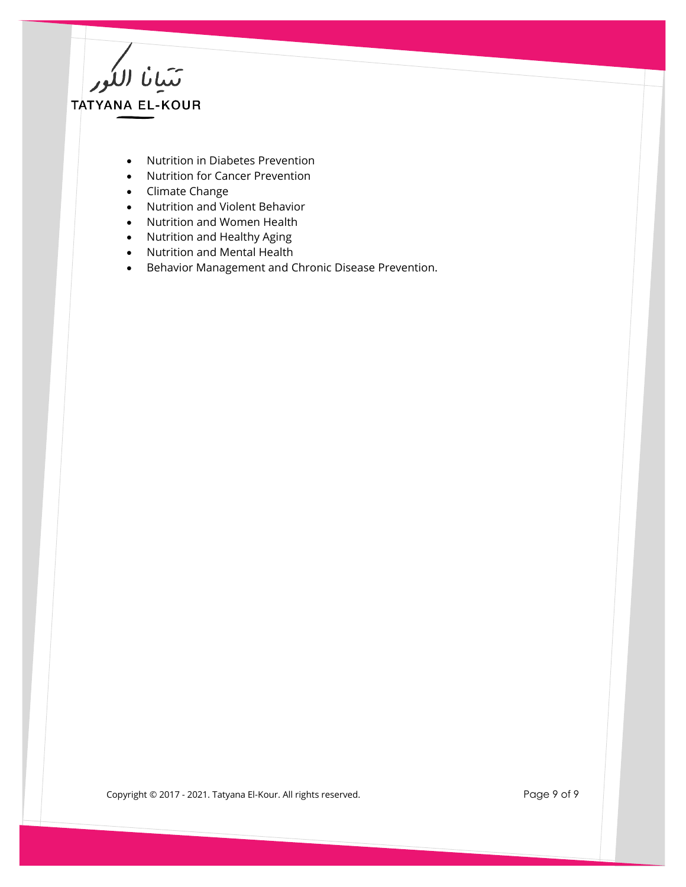- Nutrition in Diabetes Prevention
- Nutrition for Cancer Prevention
- Climate Change
- Nutrition and Violent Behavior
- Nutrition and Women Health
- Nutrition and Healthy Aging
- Nutrition and Mental Health
- Behavior Management and Chronic Disease Prevention.